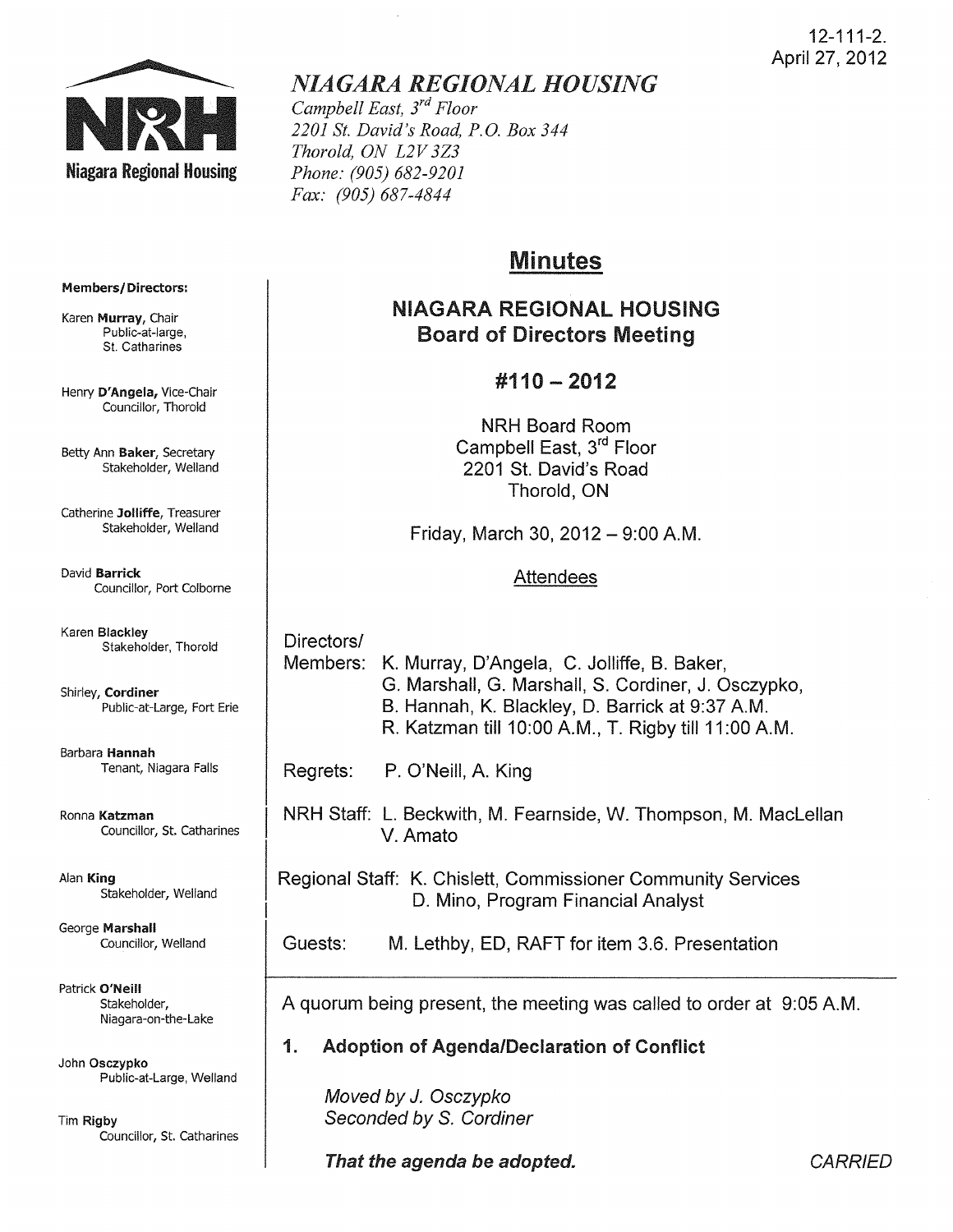12-111-2.
April 27, 2012

**Niagara Regional Housing**

# *NIAGARA REGIONAL HOUSING*

*Campbell East, 3rd Floor*
*2201 St. David's Road, P.O. Box 344*
*Thorold, ON L2V 3Z3*
*Phone: (905) 682-9201*
*Fax: (905) 687-4844*

**Members/Directors:**

Karen **Murray**, Chair
Public-at-large, St. Catharines

Henry **D'Angela**, Vice-Chair
Councillor, Thorold

Betty Ann **Baker**, Secretary
Stakeholder, Welland

Catherine **Jolliffe**, Treasurer
Stakeholder, Welland

David **Barrick**
Councillor, Port Colborne

Karen **Blackley**
Stakeholder, Thorold

Shirley, **Cordiner**
Public-at-Large, Fort Erie

Barbara **Hannah**
Tenant, Niagara Falls

Ronna **Katzman**
Councillor, St. Catharines

Alan **King**
Stakeholder, Welland

George **Marshall**
Councillor, Welland

Patrick **O'Neill**
Stakeholder, Niagara-on-the-Lake

John **Osczypko**
Public-at-Large, Welland

Tim **Rigby**
Councillor, St. Catharines

## Minutes

### NIAGARA REGIONAL HOUSING
### Board of Directors Meeting

### #110 – 2012

NRH Board Room
Campbell East, 3rd Floor
2201 St. David's Road
Thorold, ON

Friday, March 30, 2012 – 9:00 A.M.

Attendees

Directors/
Members: K. Murray, D'Angela, C. Jolliffe, B. Baker, G. Marshall, G. Marshall, S. Cordiner, J. Osczypko, B. Hannah, K. Blackley, D. Barrick at 9:37 A.M. R. Katzman till 10:00 A.M., T. Rigby till 11:00 A.M.

Regrets: P. O'Neill, A. King

NRH Staff: L. Beckwith, M. Fearnside, W. Thompson, M. MacLellan V. Amato

Regional Staff: K. Chislett, Commissioner Community Services
D. Mino, Program Financial Analyst

Guests: M. Lethby, ED, RAFT for item 3.6. Presentation

---

A quorum being present, the meeting was called to order at 9:05 A.M.

**1. Adoption of Agenda/Declaration of Conflict**

*Moved by J. Osczypko*
*Seconded by S. Cordiner*

***That the agenda be adopted.*** *CARRIED*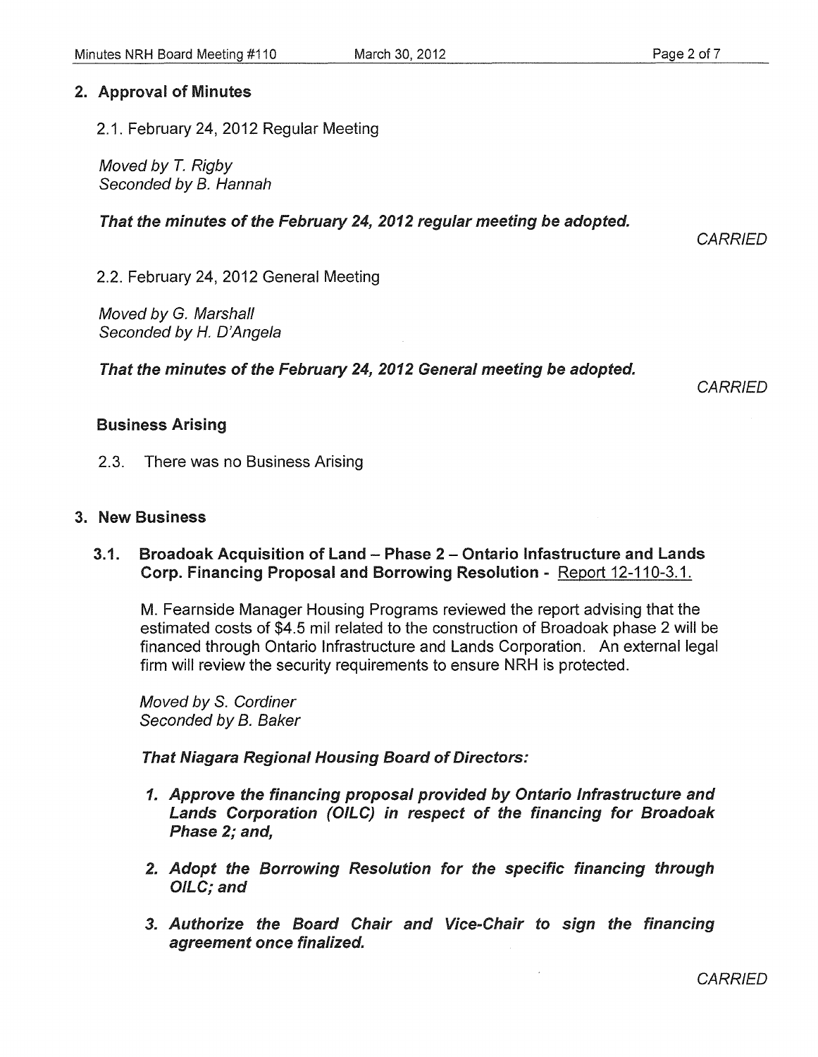## 2. Approval of Minutes

2.1. February 24, 2012 Regular Meeting

*Moved by T. Rigby*
*Seconded by B. Hannah*

***That the minutes of the February 24, 2012 regular meeting be adopted.***

*CARRIED*

2.2. February 24, 2012 General Meeting

*Moved by G. Marshall*
*Seconded by H. D'Angela*

***That the minutes of the February 24, 2012 General meeting be adopted.***

*CARRIED*

### Business Arising

2.3. There was no Business Arising

## 3. New Business

### 3.1. Broadoak Acquisition of Land – Phase 2 – Ontario Infastructure and Lands Corp. Financing Proposal and Borrowing Resolution - Report 12-110-3.1.

M. Fearnside Manager Housing Programs reviewed the report advising that the estimated costs of $4.5 mil related to the construction of Broadoak phase 2 will be financed through Ontario Infrastructure and Lands Corporation. An external legal firm will review the security requirements to ensure NRH is protected.

*Moved by S. Cordiner*
*Seconded by B. Baker*

***That Niagara Regional Housing Board of Directors:***

1. ***Approve the financing proposal provided by Ontario Infrastructure and Lands Corporation (OILC) in respect of the financing for Broadoak Phase 2; and,***
2. ***Adopt the Borrowing Resolution for the specific financing through OILC; and***
3. ***Authorize the Board Chair and Vice-Chair to sign the financing agreement once finalized.***

*CARRIED*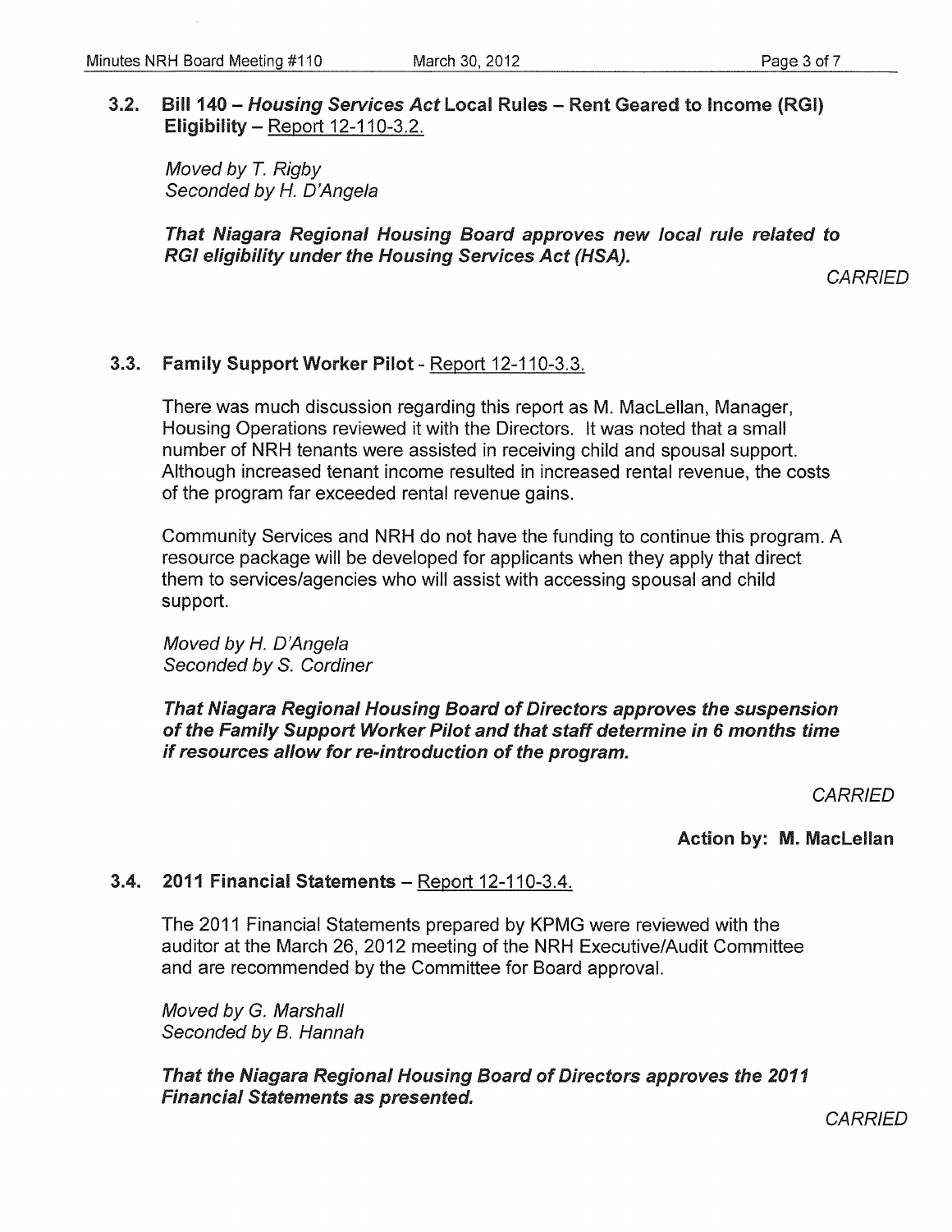### 3.2. Bill 140 – *Housing Services Act* Local Rules – Rent Geared to Income (RGI) Eligibility – Report 12-110-3.2.

*Moved by T. Rigby*
*Seconded by H. D'Angela*

***That Niagara Regional Housing Board approves new local rule related to RGI eligibility under the Housing Services Act (HSA).***

*CARRIED*

### 3.3. Family Support Worker Pilot - Report 12-110-3.3.

There was much discussion regarding this report as M. MacLellan, Manager, Housing Operations reviewed it with the Directors. It was noted that a small number of NRH tenants were assisted in receiving child and spousal support. Although increased tenant income resulted in increased rental revenue, the costs of the program far exceeded rental revenue gains.

Community Services and NRH do not have the funding to continue this program. A resource package will be developed for applicants when they apply that direct them to services/agencies who will assist with accessing spousal and child support.

*Moved by H. D'Angela*
*Seconded by S. Cordiner*

***That Niagara Regional Housing Board of Directors approves the suspension of the Family Support Worker Pilot and that staff determine in 6 months time if resources allow for re-introduction of the program.***

*CARRIED*

**Action by: M. MacLellan**

### 3.4. 2011 Financial Statements – Report 12-110-3.4.

The 2011 Financial Statements prepared by KPMG were reviewed with the auditor at the March 26, 2012 meeting of the NRH Executive/Audit Committee and are recommended by the Committee for Board approval.

*Moved by G. Marshall*
*Seconded by B. Hannah*

***That the Niagara Regional Housing Board of Directors approves the 2011 Financial Statements as presented.***

*CARRIED*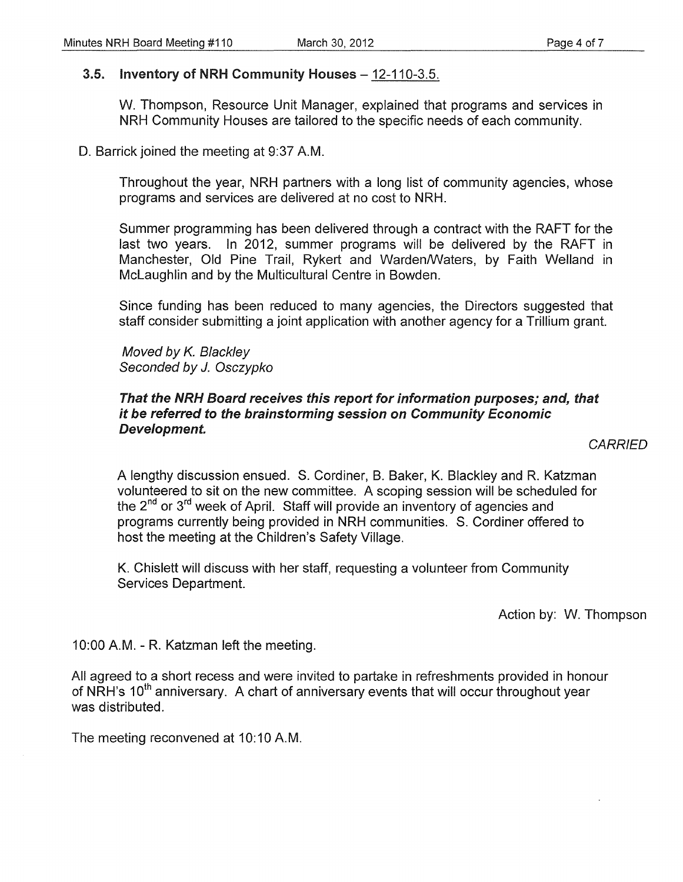### 3.5. Inventory of NRH Community Houses – 12-110-3.5.

W. Thompson, Resource Unit Manager, explained that programs and services in NRH Community Houses are tailored to the specific needs of each community.

D. Barrick joined the meeting at 9:37 A.M.

Throughout the year, NRH partners with a long list of community agencies, whose programs and services are delivered at no cost to NRH.

Summer programming has been delivered through a contract with the RAFT for the last two years. In 2012, summer programs will be delivered by the RAFT in Manchester, Old Pine Trail, Rykert and Warden/Waters, by Faith Welland in McLaughlin and by the Multicultural Centre in Bowden.

Since funding has been reduced to many agencies, the Directors suggested that staff consider submitting a joint application with another agency for a Trillium grant.

*Moved by K. Blackley*
*Seconded by J. Osczypko*

***That the NRH Board receives this report for information purposes; and, that it be referred to the brainstorming session on Community Economic Development.***

*CARRIED*

A lengthy discussion ensued. S. Cordiner, B. Baker, K. Blackley and R. Katzman volunteered to sit on the new committee. A scoping session will be scheduled for the 2nd or 3rd week of April. Staff will provide an inventory of agencies and programs currently being provided in NRH communities. S. Cordiner offered to host the meeting at the Children's Safety Village.

K. Chislett will discuss with her staff, requesting a volunteer from Community Services Department.

Action by: W. Thompson

10:00 A.M. - R. Katzman left the meeting.

All agreed to a short recess and were invited to partake in refreshments provided in honour of NRH's 10th anniversary. A chart of anniversary events that will occur throughout year was distributed.

The meeting reconvened at 10:10 A.M.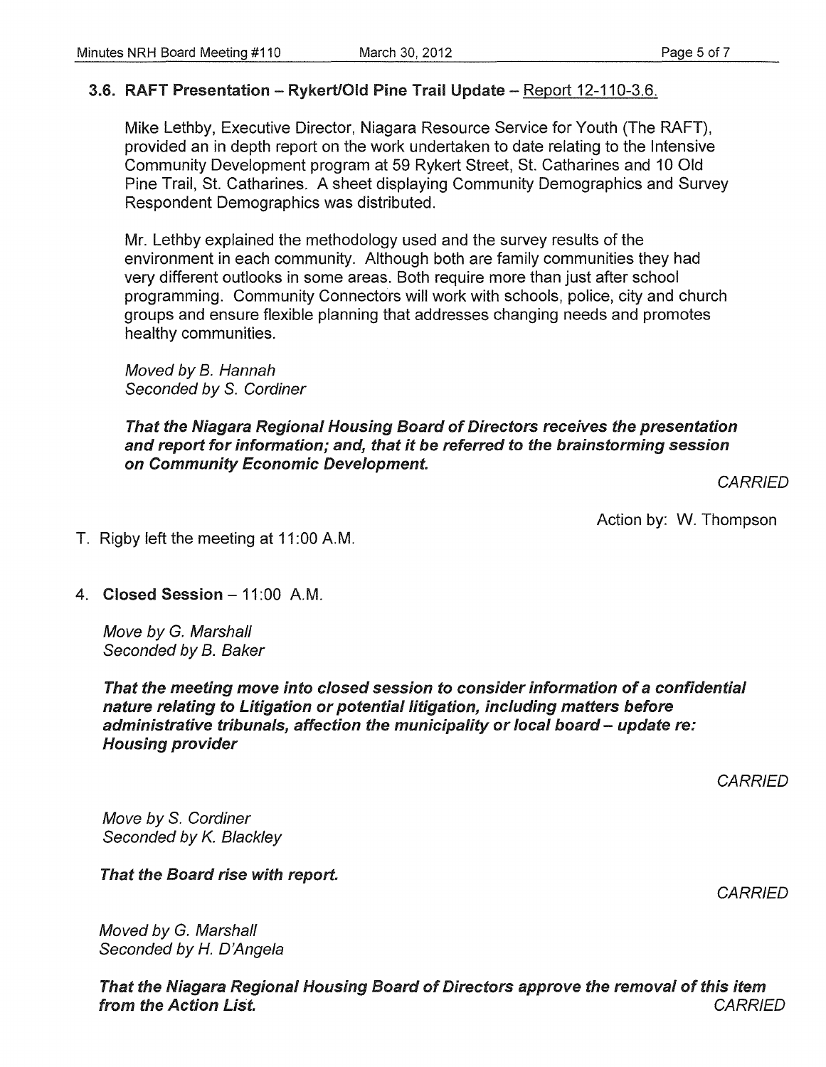### 3.6. RAFT Presentation – Rykert/Old Pine Trail Update – Report 12-110-3.6.

Mike Lethby, Executive Director, Niagara Resource Service for Youth (The RAFT), provided an in depth report on the work undertaken to date relating to the Intensive Community Development program at 59 Rykert Street, St. Catharines and 10 Old Pine Trail, St. Catharines. A sheet displaying Community Demographics and Survey Respondent Demographics was distributed.

Mr. Lethby explained the methodology used and the survey results of the environment in each community. Although both are family communities they had very different outlooks in some areas. Both require more than just after school programming. Community Connectors will work with schools, police, city and church groups and ensure flexible planning that addresses changing needs and promotes healthy communities.

*Moved by B. Hannah*
*Seconded by S. Cordiner*

***That the Niagara Regional Housing Board of Directors receives the presentation and report for information; and, that it be referred to the brainstorming session on Community Economic Development.***

*CARRIED*

Action by: W. Thompson

T. Rigby left the meeting at 11:00 A.M.

4. **Closed Session** – 11:00 A.M.

*Move by G. Marshall*
*Seconded by B. Baker*

***That the meeting move into closed session to consider information of a confidential nature relating to Litigation or potential litigation, including matters before administrative tribunals, affection the municipality or local board – update re: Housing provider***

*CARRIED*

*Move by S. Cordiner*
*Seconded by K. Blackley*

***That the Board rise with report.***

*CARRIED*

*Moved by G. Marshall*
*Seconded by H. D'Angela*

***That the Niagara Regional Housing Board of Directors approve the removal of this item from the Action List.***
*CARRIED*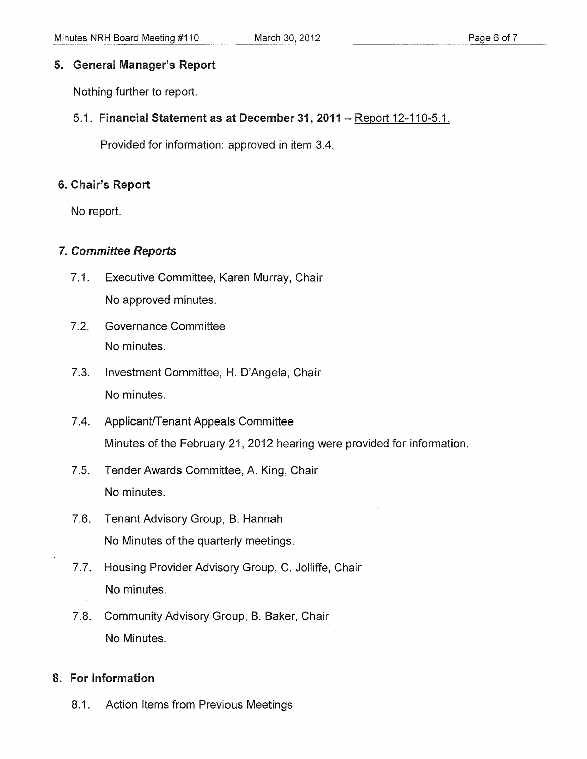## 5. General Manager's Report

Nothing further to report.

### 5.1. Financial Statement as at December 31, 2011 – Report 12-110-5.1.

Provided for information; approved in item 3.4.

## 6. Chair's Report

No report.

## *7. Committee Reports*

7.1. Executive Committee, Karen Murray, Chair
No approved minutes.

7.2. Governance Committee
No minutes.

7.3. Investment Committee, H. D'Angela, Chair
No minutes.

7.4. Applicant/Tenant Appeals Committee
Minutes of the February 21, 2012 hearing were provided for information.

7.5. Tender Awards Committee, A. King, Chair
No minutes.

7.6. Tenant Advisory Group, B. Hannah
No Minutes of the quarterly meetings.

7.7. Housing Provider Advisory Group, C. Jolliffe, Chair
No minutes.

7.8. Community Advisory Group, B. Baker, Chair
No Minutes.

## 8. For Information

8.1. Action Items from Previous Meetings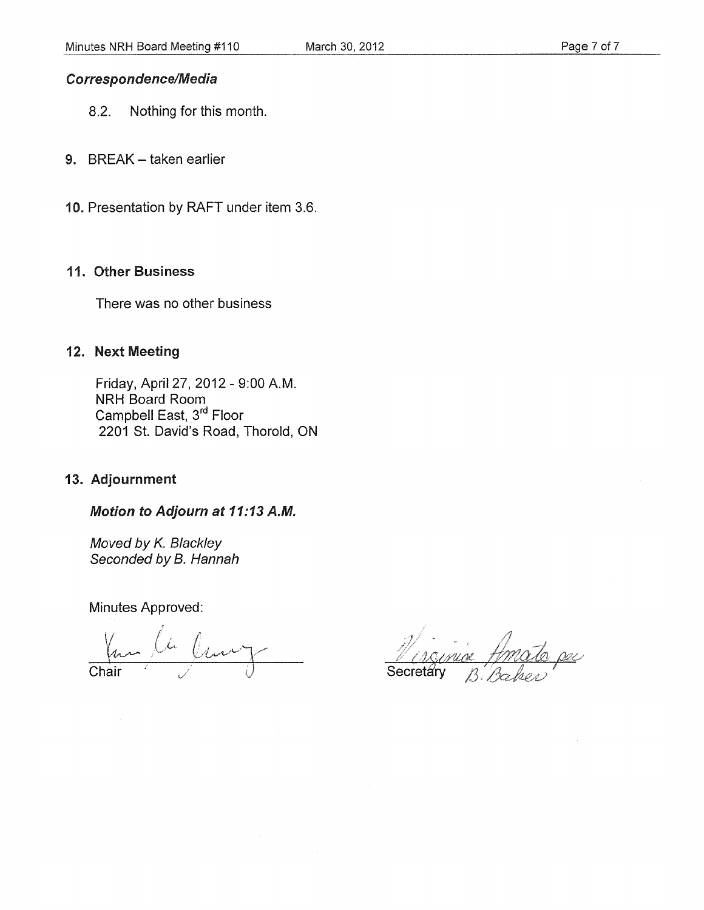***Correspondence/Media***

8.2. Nothing for this month.

**9.** BREAK – taken earlier

**10.** Presentation by RAFT under item 3.6.

### 11. Other Business

There was no other business

### 12. Next Meeting

Friday, April 27, 2012 - 9:00 A.M.
NRH Board Room
Campbell East, 3rd Floor
2201 St. David's Road, Thorold, ON

### 13. Adjournment

***Motion to Adjourn at 11:13 A.M.***

*Moved by K. Blackley*
*Seconded by B. Hannah*

Minutes Approved:

Chair

Virginia Amato per B. Baker
Secretary